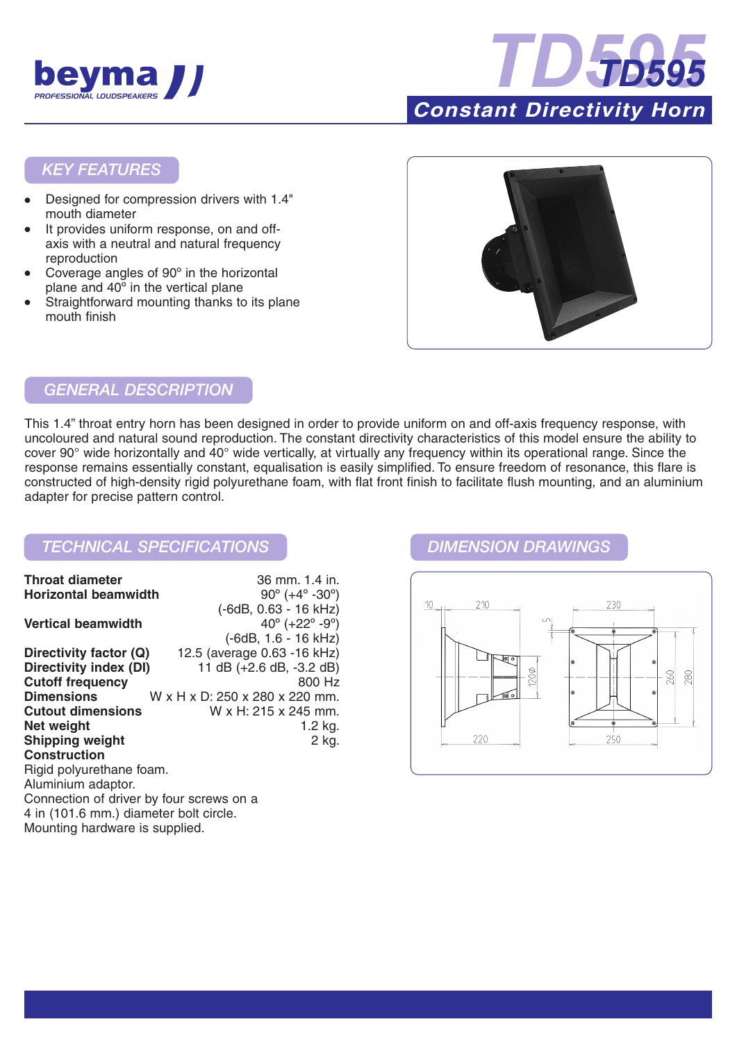# beyma

PROFESSIONAL LOUDSPEAKERS

# TD595

## Constant Directivity Horn

## KEY FEATURES

- Designed for compression drivers with 1.4" mouth diameter
- It provides uniform response, on and off-axis with a neutral and natural frequency reproduction
- Coverage angles of 90º in the horizontal plane and 40º in the vertical plane
- Straightforward mounting thanks to its plane mouth finish

## GENERAL DESCRIPTION

This 1.4" throat entry horn has been designed in order to provide uniform on and off-axis frequency response, with uncoloured and natural sound reproduction. The constant directivity characteristics of this model ensure the ability to cover 90° wide horizontally and 40° wide vertically, at virtually any frequency within its operational range. Since the response remains essentially constant, equalisation is easily simplified. To ensure freedom of resonance, this flare is constructed of high-density rigid polyurethane foam, with flat front finish to facilitate flush mounting, and an aluminium adapter for precise pattern control.

## TECHNICAL SPECIFICATIONS

| | |
|---|---|
| **Throat diameter** | 36 mm. 1.4 in. |
| **Horizontal beamwidth** | 90º (+4º -30º) (-6dB, 0.63 - 16 kHz) |
| **Vertical beamwidth** | 40º (+22º -9º) (-6dB, 1.6 - 16 kHz) |
| **Directivity factor (Q)** | 12.5 (average 0.63 -16 kHz) |
| **Directivity index (DI)** | 11 dB (+2.6 dB, -3.2 dB) |
| **Cutoff frequency** | 800 Hz |
| **Dimensions** | W x H x D: 250 x 280 x 220 mm. |
| **Cutout dimensions** | W x H: 215 x 245 mm. |
| **Net weight** | 1.2 kg. |
| **Shipping weight** | 2 kg. |

**Construction**

Rigid polyurethane foam.
Aluminium adaptor.
Connection of driver by four screws on a 4 in (101.6 mm.) diameter bolt circle.
Mounting hardware is supplied.

## DIMENSION DRAWINGS

10 210 230 5 120⌀ 260 280 220 250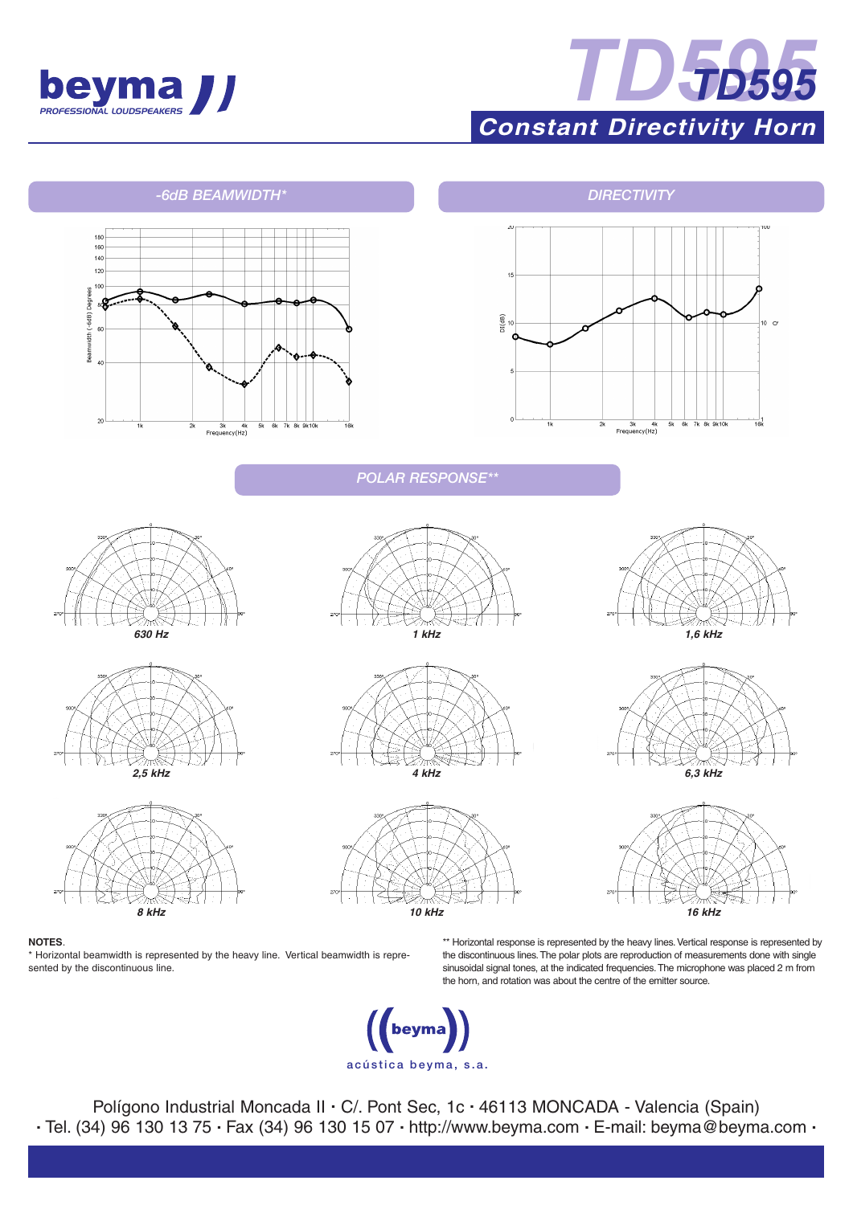# TD595

## Constant Directivity Horn

### -6dB BEAMWIDTH*

180
160
140
120
100
80
60
40
20

Beamwidth (-6dB) Degrees

1k 2k 3k 4k 5k 6k 7k 8k 9k10k 16k
Frequency(Hz)

### DIRECTIVITY

20
15
10
5
0

DI(dB)

100
10
1

Q

1k 2k 3k 4k 5k 6k 7k 8k 9k10k 16k
Frequency(Hz)

### POLAR RESPONSE**

630 Hz

1 kHz

1,6 kHz

2,5 kHz

4 kHz

6,3 kHz

8 kHz

10 kHz

16 kHz

**NOTES**.

* Horizontal beamwidth is represented by the heavy line. Vertical beamwidth is represented by the discontinuous line.

** Horizontal response is represented by the heavy lines. Vertical response is represented by the discontinuous lines. The polar plots are reproduction of measurements done with single sinusoidal signal tones, at the indicated frequencies. The microphone was placed 2 m from the horn, and rotation was about the centre of the emitter source.

acústica beyma, s.a.

Polígono Industrial Moncada II · C/. Pont Sec, 1c · 46113 MONCADA - Valencia (Spain)
· Tel. (34) 96 130 13 75 · Fax (34) 96 130 15 07 · http://www.beyma.com · E-mail: beyma@beyma.com ·